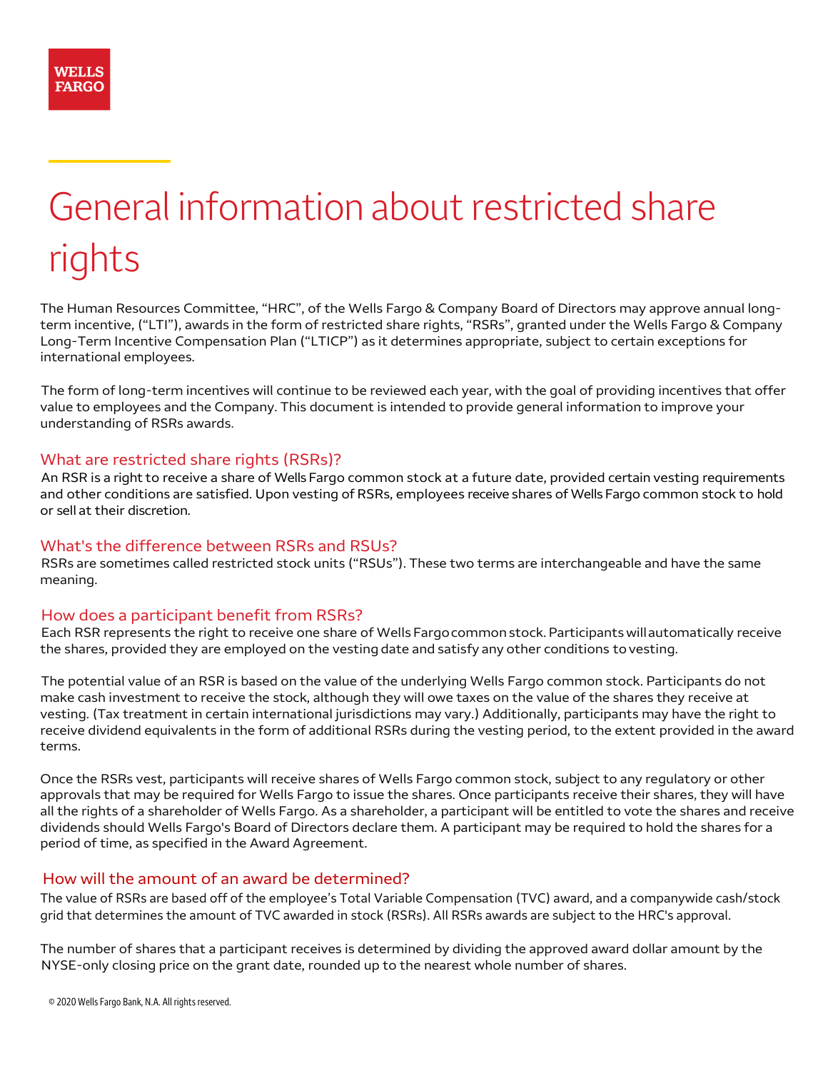# General information about restricted share rights

The Human Resources Committee, "HRC", of the Wells Fargo & Company Board of Directors may approve annual long-term incentive, ("LTI"), awards in the form of restricted share rights, "RSRs", granted under the Wells Fargo & Company Long-Term Incentive Compensation Plan ("LTICP") as it determines appropriate, subject to certain exceptions for international employees.

The form of long-term incentives will continue to be reviewed each year, with the goal of providing incentives that offer value to employees and the Company. This document is intended to provide general information to improve your understanding of RSRs awards.

## What are restricted share rights (RSRs)?

An RSR is a right to receive a share of Wells Fargo common stock at a future date, provided certain vesting requirements and other conditions are satisfied. Upon vesting of RSRs, employees receive shares of Wells Fargo common stock to hold or sell at their discretion.

## What's the difference between RSRs and RSUs?

RSRs are sometimes called restricted stock units ("RSUs"). These two terms are interchangeable and have the same meaning.

## How does a participant benefit from RSRs?

Each RSR represents the right to receive one share of Wells Fargo common stock. Participants will automatically receive the shares, provided they are employed on the vesting date and satisfy any other conditions to vesting.

The potential value of an RSR is based on the value of the underlying Wells Fargo common stock. Participants do not make cash investment to receive the stock, although they will owe taxes on the value of the shares they receive at vesting. (Tax treatment in certain international jurisdictions may vary.) Additionally, participants may have the right to receive dividend equivalents in the form of additional RSRs during the vesting period, to the extent provided in the award terms.

Once the RSRs vest, participants will receive shares of Wells Fargo common stock, subject to any regulatory or other approvals that may be required for Wells Fargo to issue the shares. Once participants receive their shares, they will have all the rights of a shareholder of Wells Fargo. As a shareholder, a participant will be entitled to vote the shares and receive dividends should Wells Fargo's Board of Directors declare them. A participant may be required to hold the shares for a period of time, as specified in the Award Agreement.

## How will the amount of an award be determined?

The value of RSRs are based off of the employee's Total Variable Compensation (TVC) award, and a companywide cash/stock grid that determines the amount of TVC awarded in stock (RSRs). All RSRs awards are subject to the HRC's approval.

The number of shares that a participant receives is determined by dividing the approved award dollar amount by the NYSE-only closing price on the grant date, rounded up to the nearest whole number of shares.

© 2020 Wells Fargo Bank, N.A. All rights reserved.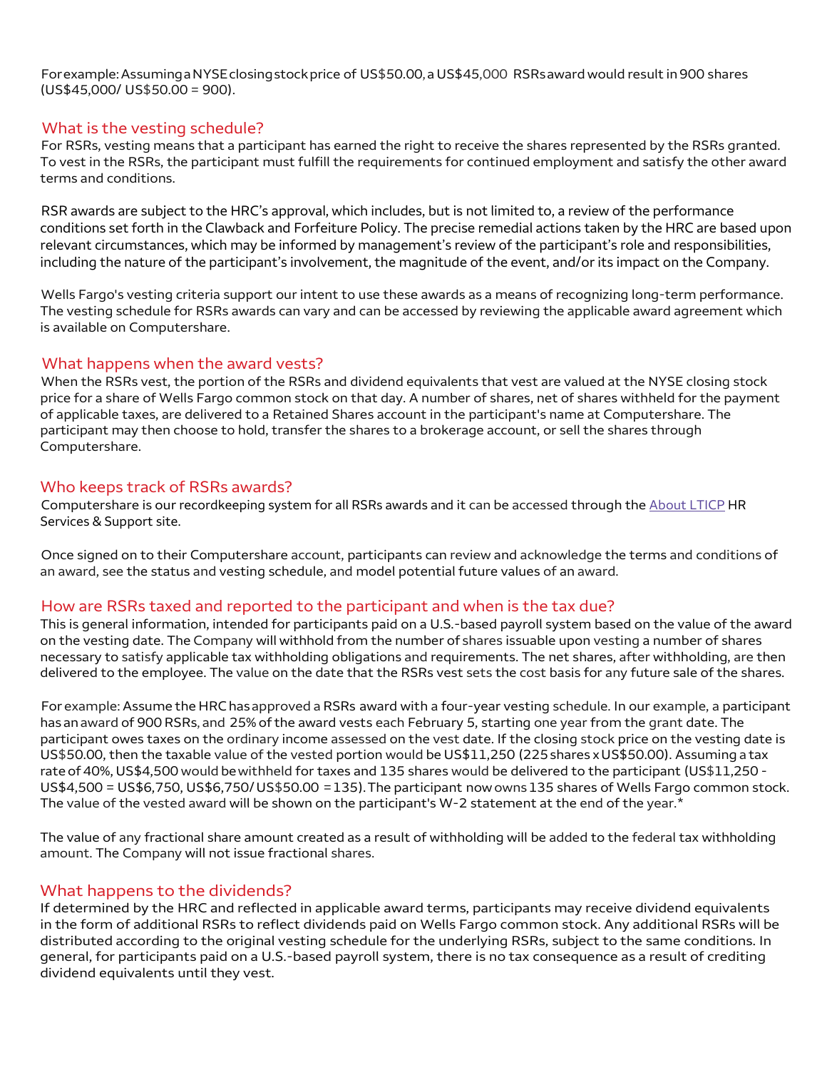For example: Assuming a NYSE closing stock price of US$50.00, a US$45,000 RSRs award would result in 900 shares (US$45,000/ US$50.00 = 900).

## What is the vesting schedule?

For RSRs, vesting means that a participant has earned the right to receive the shares represented by the RSRs granted. To vest in the RSRs, the participant must fulfill the requirements for continued employment and satisfy the other award terms and conditions.

RSR awards are subject to the HRC's approval, which includes, but is not limited to, a review of the performance conditions set forth in the Clawback and Forfeiture Policy. The precise remedial actions taken by the HRC are based upon relevant circumstances, which may be informed by management's review of the participant's role and responsibilities, including the nature of the participant's involvement, the magnitude of the event, and/or its impact on the Company.

Wells Fargo's vesting criteria support our intent to use these awards as a means of recognizing long-term performance. The vesting schedule for RSRs awards can vary and can be accessed by reviewing the applicable award agreement which is available on Computershare.

## What happens when the award vests?

When the RSRs vest, the portion of the RSRs and dividend equivalents that vest are valued at the NYSE closing stock price for a share of Wells Fargo common stock on that day. A number of shares, net of shares withheld for the payment of applicable taxes, are delivered to a Retained Shares account in the participant's name at Computershare. The participant may then choose to hold, transfer the shares to a brokerage account, or sell the shares through Computershare.

## Who keeps track of RSRs awards?

Computershare is our recordkeeping system for all RSRs awards and it can be accessed through the About LTICP HR Services & Support site.

Once signed on to their Computershare account, participants can review and acknowledge the terms and conditions of an award, see the status and vesting schedule, and model potential future values of an award.

## How are RSRs taxed and reported to the participant and when is the tax due?

This is general information, intended for participants paid on a U.S.-based payroll system based on the value of the award on the vesting date. The Company will withhold from the number of shares issuable upon vesting a number of shares necessary to satisfy applicable tax withholding obligations and requirements. The net shares, after withholding, are then delivered to the employee. The value on the date that the RSRs vest sets the cost basis for any future sale of the shares.

For example: Assume the HRC has approved a RSRs award with a four-year vesting schedule. In our example, a participant has an award of 900 RSRs, and 25% of the award vests each February 5, starting one year from the grant date. The participant owes taxes on the ordinary income assessed on the vest date. If the closing stock price on the vesting date is US$50.00, then the taxable value of the vested portion would be US$11,250 (225 shares x US$50.00). Assuming a tax rate of 40%, US$4,500 would be withheld for taxes and 135 shares would be delivered to the participant (US$11,250 - US$4,500 = US$6,750, US$6,750/ US$50.00 = 135). The participant now owns 135 shares of Wells Fargo common stock. The value of the vested award will be shown on the participant's W-2 statement at the end of the year.*

The value of any fractional share amount created as a result of withholding will be added to the federal tax withholding amount. The Company will not issue fractional shares.

## What happens to the dividends?

If determined by the HRC and reflected in applicable award terms, participants may receive dividend equivalents in the form of additional RSRs to reflect dividends paid on Wells Fargo common stock. Any additional RSRs will be distributed according to the original vesting schedule for the underlying RSRs, subject to the same conditions. In general, for participants paid on a U.S.-based payroll system, there is no tax consequence as a result of crediting dividend equivalents until they vest.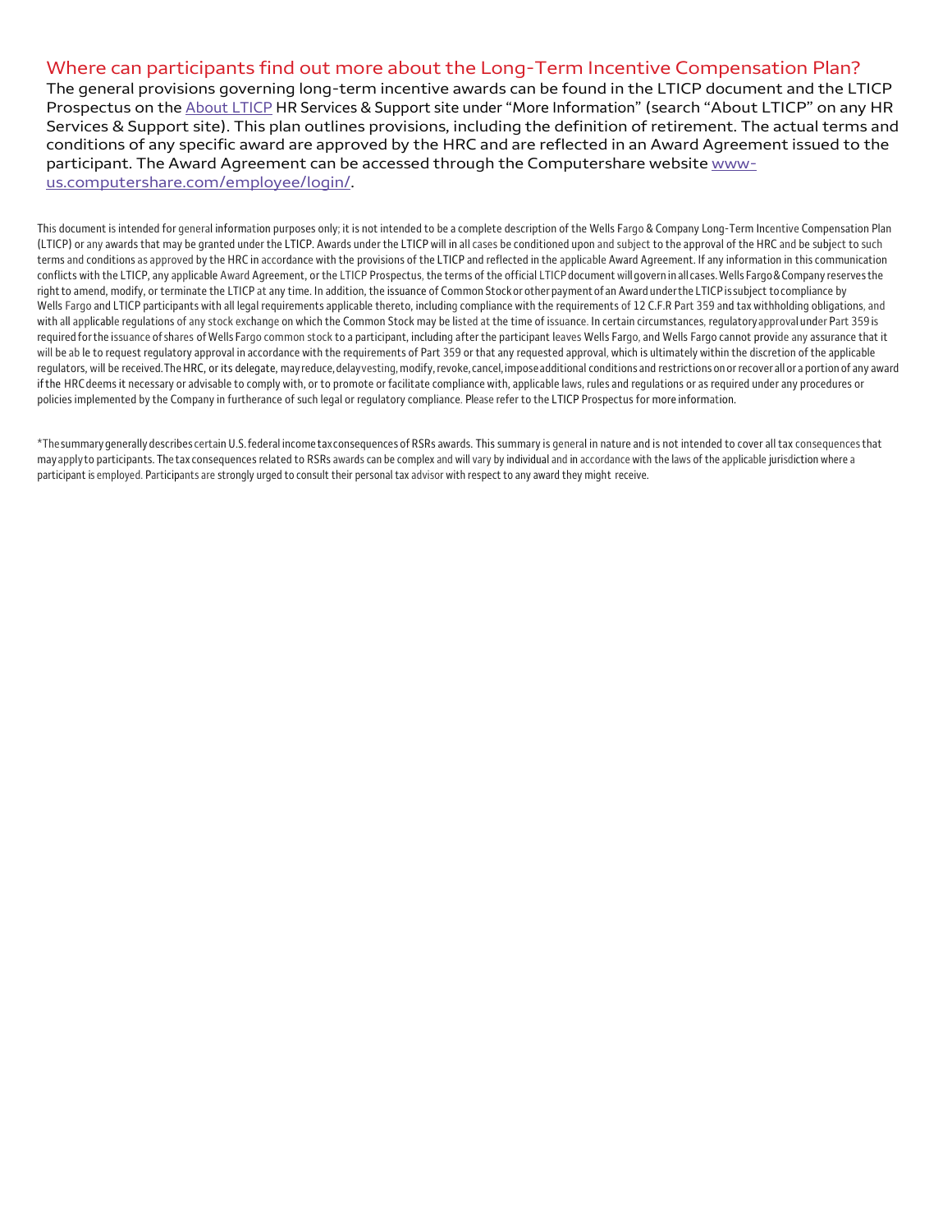## Where can participants find out more about the Long-Term Incentive Compensation Plan?

The general provisions governing long-term incentive awards can be found in the LTICP document and the LTICP Prospectus on the [About LTICP](About LTICP) HR Services & Support site under "More Information" (search "About LTICP" on any HR Services & Support site). This plan outlines provisions, including the definition of retirement. The actual terms and conditions of any specific award are approved by the HRC and are reflected in an Award Agreement issued to the participant. The Award Agreement can be accessed through the Computershare website [www-us.computershare.com/employee/login/](www-us.computershare.com/employee/login/).

This document is intended for general information purposes only; it is not intended to be a complete description of the Wells Fargo & Company Long-Term Incentive Compensation Plan (LTICP) or any awards that may be granted under the LTICP. Awards under the LTICP will in all cases be conditioned upon and subject to the approval of the HRC and be subject to such terms and conditions as approved by the HRC in accordance with the provisions of the LTICP and reflected in the applicable Award Agreement. If any information in this communication conflicts with the LTICP, any applicable Award Agreement, or the LTICP Prospectus, the terms of the official LTICP document will govern in all cases. Wells Fargo & Company reserves the right to amend, modify, or terminate the LTICP at any time. In addition, the issuance of Common Stock or other payment of an Award under the LTICP is subject to compliance by Wells Fargo and LTICP participants with all legal requirements applicable thereto, including compliance with the requirements of 12 C.F.R Part 359 and tax withholding obligations, and with all applicable regulations of any stock exchange on which the Common Stock may be listed at the time of issuance. In certain circumstances, regulatory approval under Part 359 is required for the issuance of shares of Wells Fargo common stock to a participant, including after the participant leaves Wells Fargo, and Wells Fargo cannot provide any assurance that it will be ab le to request regulatory approval in accordance with the requirements of Part 359 or that any requested approval, which is ultimately within the discretion of the applicable regulators, will be received. The HRC, or its delegate, may reduce, delay vesting, modify, revoke, cancel, impose additional conditions and restrictions on or recover all or a portion of any award if the HRC deems it necessary or advisable to comply with, or to promote or facilitate compliance with, applicable laws, rules and regulations or as required under any procedures or policies implemented by the Company in furtherance of such legal or regulatory compliance. Please refer to the LTICP Prospectus for more information.

*The summary generally describes certain U.S. federal income tax consequences of RSRs awards. This summary is general in nature and is not intended to cover all tax consequences that may apply to participants. The tax consequences related to RSRs awards can be complex and will vary by individual and in accordance with the laws of the applicable jurisdiction where a participant is employed. Participants are strongly urged to consult their personal tax advisor with respect to any award they might receive.